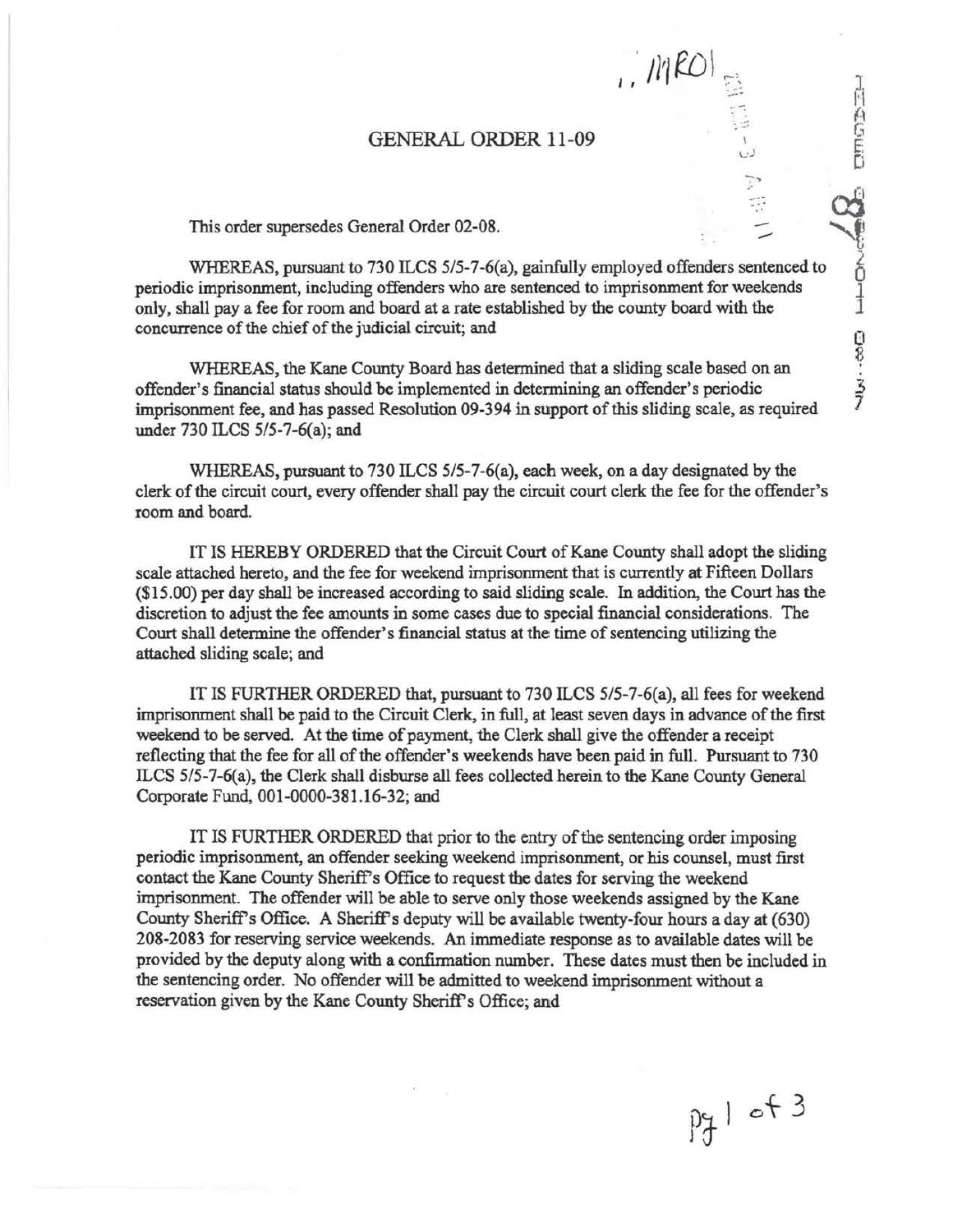# GENERAL ORDER 11-09

This order supersedes General Order 02-08.

WHEREAS, pursuant to 730 ILCS 5/5-7-6(a), gainfully employed offenders sentenced to periodic imprisonment, including offenders who are sentenced to imprisonment for weekends only, shall pay a fee for room and board at a rate established by the county board with the concurrence of the chief of the judicial circuit; and

WHEREAS, the Kane County Board has determined that a sliding scale based on an offender's financial status should be implemented in determining an offender's periodic imprisonment fee, and has passed Resolution 09-394 in support of this sliding scale, as required under 730 ILCS 5/5-7-6(a); and

WHEREAS, pursuant to 730 ILCS 5/5-7-6(a), each week, on a day designated by the clerk of the circuit court, every offender shall pay the circuit court clerk the fee for the offender's room and board.

IT IS HEREBY ORDERED that the Circuit Court of Kane County shall adopt the sliding scale attached hereto, and the fee for weekend imprisonment that is currently at Fifteen Dollars ($15.00) per day shall be increased according to said sliding scale. In addition, the Court has the discretion to adjust the fee amounts in some cases due to special financial considerations. The Court shall determine the offender's financial status at the time of sentencing utilizing the attached sliding scale; and

IT IS FURTHER ORDERED that, pursuant to 730 ILCS 5/5-7-6(a), all fees for weekend imprisonment shall be paid to the Circuit Clerk, in full, at least seven days in advance of the first weekend to be served. At the time of payment, the Clerk shall give the offender a receipt reflecting that the fee for all of the offender's weekends have been paid in full. Pursuant to 730 ILCS 5/5-7-6(a), the Clerk shall disburse all fees collected herein to the Kane County General Corporate Fund, 001-0000-381.16-32; and

IT IS FURTHER ORDERED that prior to the entry of the sentencing order imposing periodic imprisonment, an offender seeking weekend imprisonment, or his counsel, must first contact the Kane County Sheriff's Office to request the dates for serving the weekend imprisonment. The offender will be able to serve only those weekends assigned by the Kane County Sheriff's Office. A Sheriff's deputy will be available twenty-four hours a day at (630) 208-2083 for reserving service weekends. An immediate response as to available dates will be provided by the deputy along with a confirmation number. These dates must then be included in the sentencing order. No offender will be admitted to weekend imprisonment without a reservation given by the Kane County Sheriff's Office; and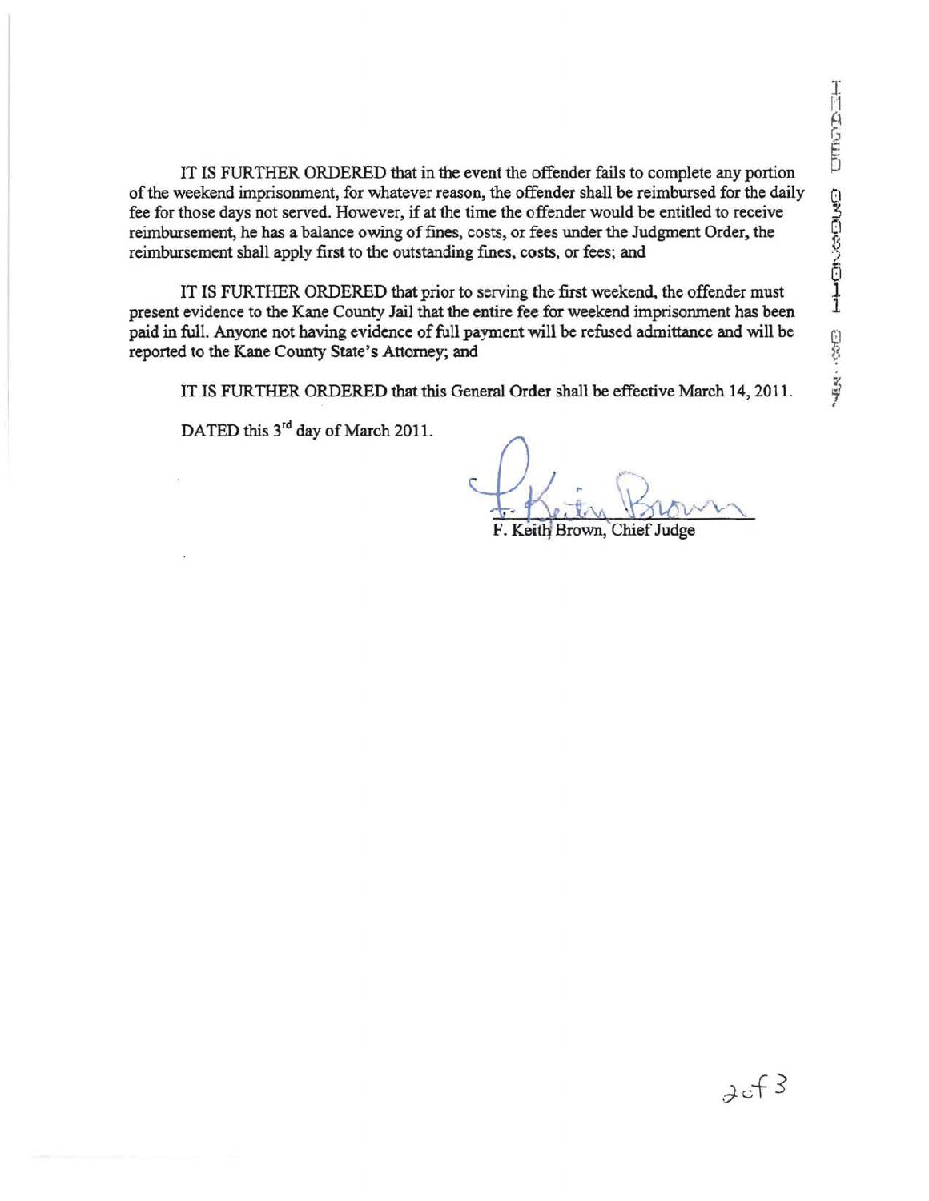IT IS FURTHER ORDERED that in the event the offender fails to complete any portion of the weekend imprisonment, for whatever reason, the offender shall be reimbursed for the daily fee for those days not served. However, if at the time the offender would be entitled to receive reimbursement, he has a balance owing of fines, costs, or fees under the Judgment Order, the reimbursement shall apply first to the outstanding fines, costs, or fees; and

IT IS FURTHER ORDERED that prior to serving the first weekend, the offender must present evidence to the Kane County Jail that the entire fee for weekend imprisonment has been paid in full. Anyone not having evidence of full payment will be refused admittance and will be reported to the Kane County State's Attorney; and

IT IS FURTHER ORDERED that this General Order shall be effective March 14, 2011.

DATED this 3rd day of March 2011.

F. Keith Brown, Chief Judge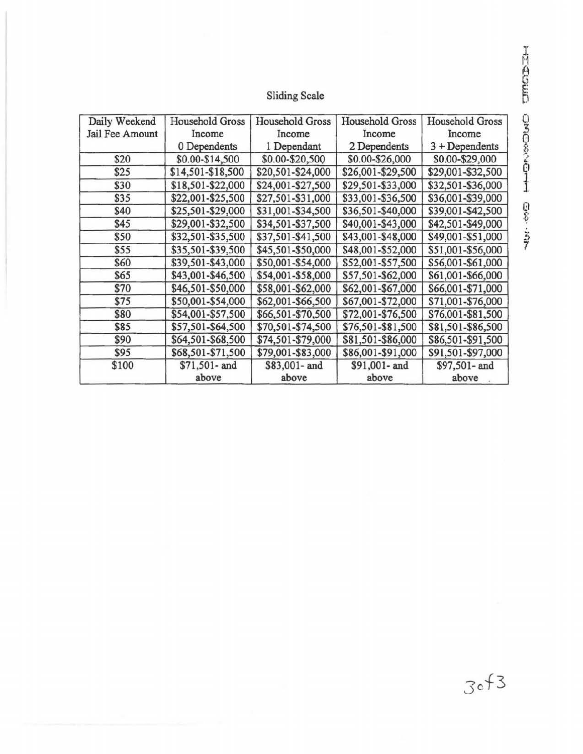Sliding Scale

| Daily Weekend Jail Fee Amount | Household Gross Income 0 Dependents | Household Gross Income 1 Dependant | Household Gross Income 2 Dependents | Household Gross Income 3 + Dependents |
|---|---|---|---|---|
| $20 | $0.00-$14,500 | $0.00-$20,500 | $0.00-$26,000 | $0.00-$29,000 |
| $25 | $14,501-$18,500 | $20,501-$24,000 | $26,001-$29,500 | $29,001-$32,500 |
| $30 | $18,501-$22,000 | $24,001-$27,500 | $29,501-$33,000 | $32,501-$36,000 |
| $35 | $22,001-$25,500 | $27,501-$31,000 | $33,001-$36,500 | $36,001-$39,000 |
| $40 | $25,501-$29,000 | $31,001-$34,500 | $36,501-$40,000 | $39,001-$42,500 |
| $45 | $29,001-$32,500 | $34,501-$37,500 | $40,001-$43,000 | $42,501-$49,000 |
| $50 | $32,501-$35,500 | $37,501-$41,500 | $43,001-$48,000 | $49,001-$51,000 |
| $55 | $35,501-$39,500 | $45,501-$50,000 | $48,001-$52,000 | $51,001-$56,000 |
| $60 | $39,501-$43,000 | $50,001-$54,000 | $52,001-$57,500 | $56,001-$61,000 |
| $65 | $43,001-$46,500 | $54,001-$58,000 | $57,501-$62,000 | $61,001-$66,000 |
| $70 | $46,501-$50,000 | $58,001-$62,000 | $62,001-$67,000 | $66,001-$71,000 |
| $75 | $50,001-$54,000 | $62,001-$66,500 | $67,001-$72,000 | $71,001-$76,000 |
| $80 | $54,001-$57,500 | $66,501-$70,500 | $72,001-$76,500 | $76,001-$81,500 |
| $85 | $57,501-$64,500 | $70,501-$74,500 | $76,501-$81,500 | $81,501-$86,500 |
| $90 | $64,501-$68,500 | $74,501-$79,000 | $81,501-$86,000 | $86,501-$91,500 |
| $95 | $68,501-$71,500 | $79,001-$83,000 | $86,001-$91,000 | $91,501-$97,000 |
| $100 | $71,501- and above | $83,001- and above | $91,001- and above | $97,501- and above |